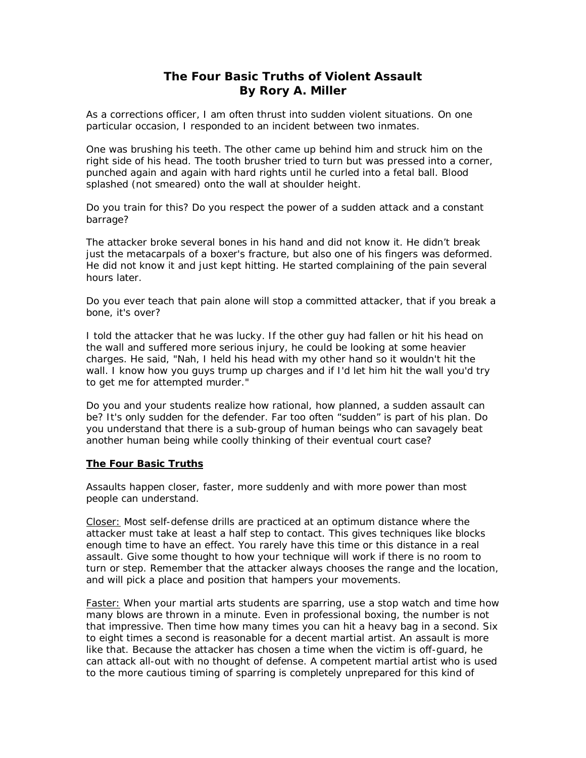# The Four Basic Truths of Violent Assault
## By Rory A. Miller

As a corrections officer, I am often thrust into sudden violent situations. On one particular occasion, I responded to an incident between two inmates.

One was brushing his teeth. The other came up behind him and struck him on the right side of his head. The tooth brusher tried to turn but was pressed into a corner, punched again and again with hard rights until he curled into a fetal ball. Blood splashed (not smeared) onto the wall at shoulder height.

Do you train for this? Do you respect the power of a sudden attack and a constant barrage?

The attacker broke several bones in his hand and did not know it. He didn't break just the metacarpals of a boxer's fracture, but also one of his fingers was deformed. He did not know it and just kept hitting. He started complaining of the pain several hours later.

Do you ever teach that pain alone will stop a committed attacker, that if you break a bone, it's over?

I told the attacker that he was lucky. If the other guy had fallen or hit his head on the wall and suffered more serious injury, he could be looking at some heavier charges. He said, "Nah, I held his head with my other hand so it wouldn't hit the wall. I know how you guys trump up charges and if I'd let him hit the wall you'd try to get me for attempted murder."

Do you and your students realize how rational, how planned, a sudden assault can be? It's only sudden for the defender. Far too often "sudden" is part of his plan. Do you understand that there is a sub-group of human beings who can savagely beat another human being while coolly thinking of their eventual court case?

### The Four Basic Truths

Assaults happen closer, faster, more suddenly and with more power than most people can understand.

Closer: Most self-defense drills are practiced at an optimum distance where the attacker must take at least a half step to contact. This gives techniques like blocks enough time to have an effect. You rarely have this time or this distance in a real assault. Give some thought to how your technique will work if there is no room to turn or step. Remember that the attacker always chooses the range and the location, and will pick a place and position that hampers your movements.

Faster: When your martial arts students are sparring, use a stop watch and time how many blows are thrown in a minute. Even in professional boxing, the number is not that impressive. Then time how many times you can hit a heavy bag in a second. Six to eight times a second is reasonable for a decent martial artist. An assault is more like that. Because the attacker has chosen a time when the victim is off-guard, he can attack all-out with no thought of defense. A competent martial artist who is used to the more cautious timing of sparring is completely unprepared for this kind of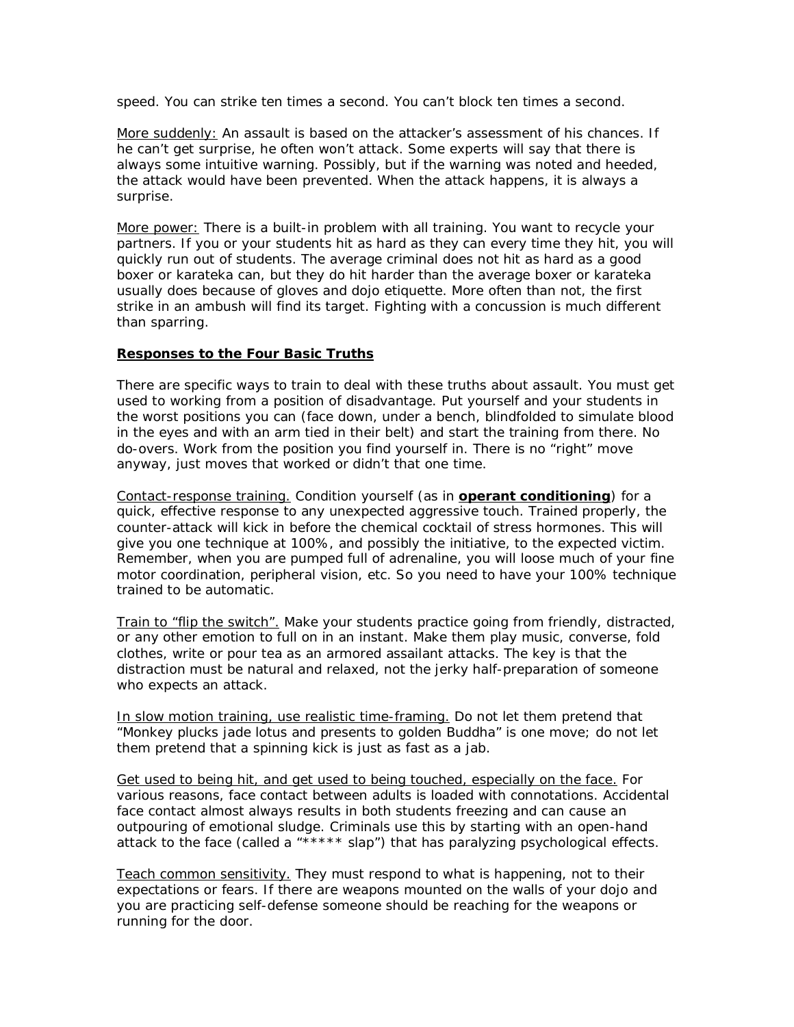speed. You can strike ten times a second. You can't block ten times a second.

More suddenly: An assault is based on the attacker's assessment of his chances. If he can't get surprise, he often won't attack. Some experts will say that there is always some intuitive warning. Possibly, but if the warning was noted and heeded, the attack would have been prevented. When the attack happens, it is always a surprise.

More power: There is a built-in problem with all training. You want to recycle your partners. If you or your students hit as hard as they can every time they hit, you will quickly run out of students. The average criminal does not hit as hard as a good boxer or karateka can, but they do hit harder than the average boxer or karateka usually does because of gloves and dojo etiquette. More often than not, the first strike in an ambush will find its target. Fighting with a concussion is much different than sparring.

**Responses to the Four Basic Truths**

There are specific ways to train to deal with these truths about assault. You must get used to working from a position of disadvantage. Put yourself and your students in the worst positions you can (face down, under a bench, blindfolded to simulate blood in the eyes and with an arm tied in their belt) and start the training from there. No do-overs. Work from the position you find yourself in. There is no "right" move anyway, just moves that worked or didn't that one time.

Contact-response training. Condition yourself (as in **operant conditioning**) for a quick, effective response to any unexpected aggressive touch. Trained properly, the counter-attack will kick in before the chemical cocktail of stress hormones. This will give you one technique at 100%, and possibly the initiative, to the expected victim. Remember, when you are pumped full of adrenaline, you will loose much of your fine motor coordination, peripheral vision, etc. So you need to have your 100% technique trained to be automatic.

Train to "flip the switch". Make your students practice going from friendly, distracted, or any other emotion to full on in an instant. Make them play music, converse, fold clothes, write or pour tea as an armored assailant attacks. The key is that the distraction must be natural and relaxed, not the jerky half-preparation of someone who expects an attack.

In slow motion training, use realistic time-framing. Do not let them pretend that "Monkey plucks jade lotus and presents to golden Buddha" is one move; do not let them pretend that a spinning kick is just as fast as a jab.

Get used to being hit, and get used to being touched, especially on the face. For various reasons, face contact between adults is loaded with connotations. Accidental face contact almost always results in both students freezing and can cause an outpouring of emotional sludge. Criminals use this by starting with an open-hand attack to the face (called a "***** slap") that has paralyzing psychological effects.

Teach common sensitivity. They must respond to what is happening, not to their expectations or fears. If there are weapons mounted on the walls of your dojo and you are practicing self-defense someone should be reaching for the weapons or running for the door.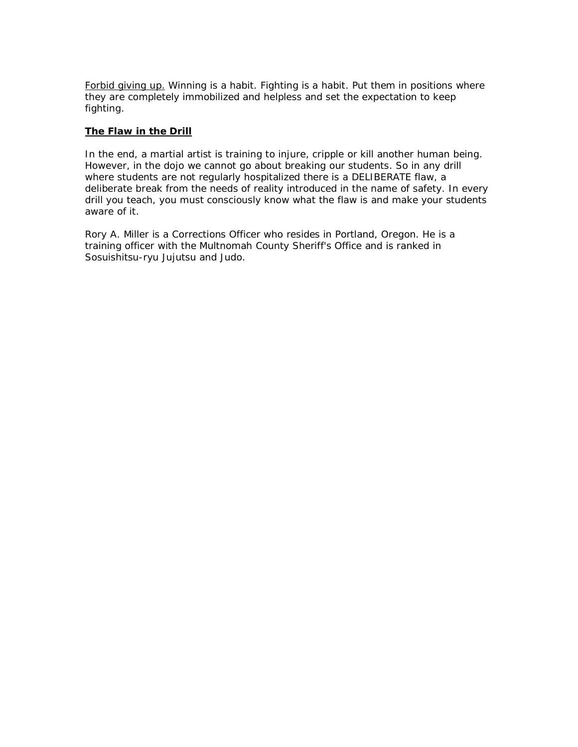<u>Forbid giving up.</u> Winning is a habit. Fighting is a habit. Put them in positions where they are completely immobilized and helpless and set the expectation to keep fighting.

## **<u>The Flaw in the Drill</u>**

In the end, a martial artist is training to injure, cripple or kill another human being. However, in the dojo we cannot go about breaking our students. So in any drill where students are not regularly hospitalized there is a DELIBERATE flaw, a deliberate break from the needs of reality introduced in the name of safety. In every drill you teach, you must consciously know what the flaw is and make your students aware of it.

Rory A. Miller is a Corrections Officer who resides in Portland, Oregon. He is a training officer with the Multnomah County Sheriff's Office and is ranked in Sosuishitsu-ryu Jujutsu and Judo.